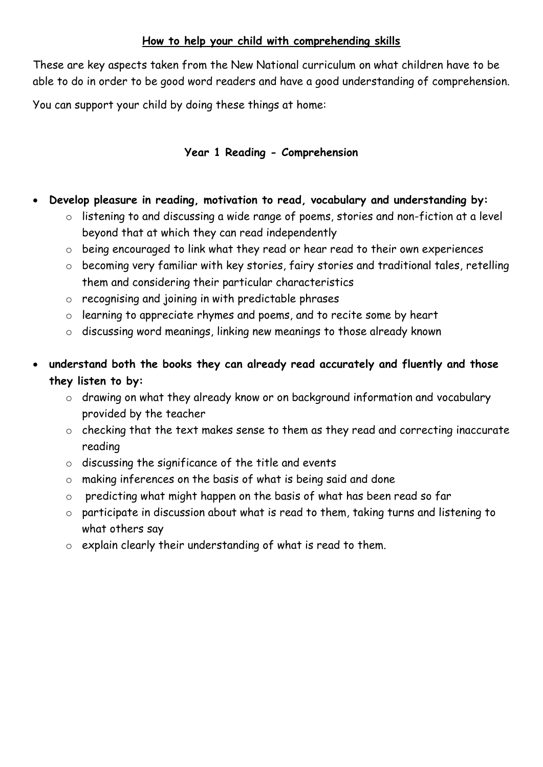**<u>How to help your child with comprehending skills</u>**

These are key aspects taken from the New National curriculum on what children have to be able to do in order to be good word readers and have a good understanding of comprehension.

You can support your child by doing these things at home:

## Year 1 Reading - Comprehension

- **Develop pleasure in reading, motivation to read, vocabulary and understanding by:**
  - listening to and discussing a wide range of poems, stories and non-fiction at a level beyond that at which they can read independently
  - being encouraged to link what they read or hear read to their own experiences
  - becoming very familiar with key stories, fairy stories and traditional tales, retelling them and considering their particular characteristics
  - recognising and joining in with predictable phrases
  - learning to appreciate rhymes and poems, and to recite some by heart
  - discussing word meanings, linking new meanings to those already known
- **understand both the books they can already read accurately and fluently and those they listen to by:**
  - drawing on what they already know or on background information and vocabulary provided by the teacher
  - checking that the text makes sense to them as they read and correcting inaccurate reading
  - discussing the significance of the title and events
  - making inferences on the basis of what is being said and done
  - predicting what might happen on the basis of what has been read so far
  - participate in discussion about what is read to them, taking turns and listening to what others say
  - explain clearly their understanding of what is read to them.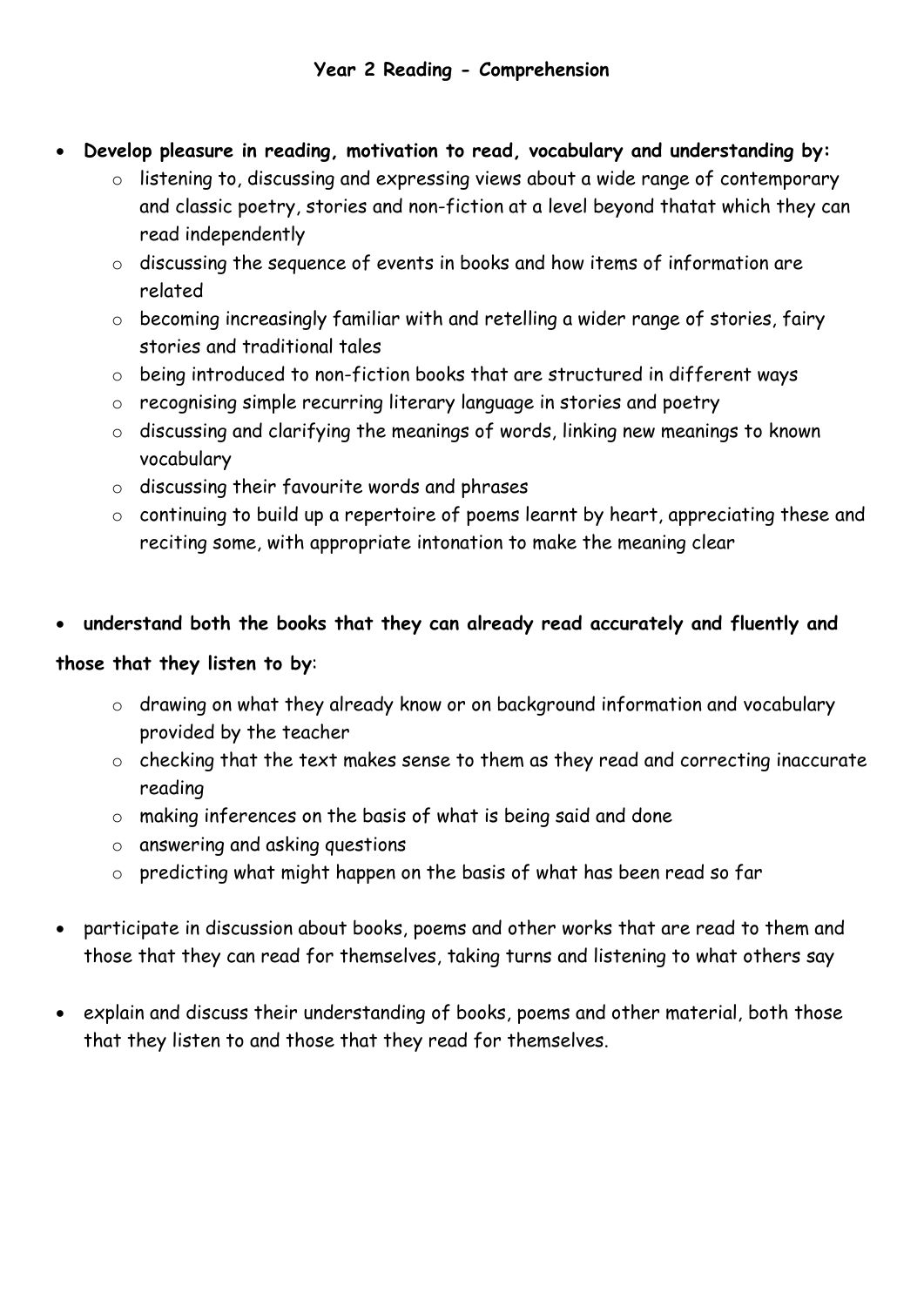**Year 2 Reading - Comprehension**

- **Develop pleasure in reading, motivation to read, vocabulary and understanding by:**
  - listening to, discussing and expressing views about a wide range of contemporary and classic poetry, stories and non-fiction at a level beyond thatat which they can read independently
  - discussing the sequence of events in books and how items of information are related
  - becoming increasingly familiar with and retelling a wider range of stories, fairy stories and traditional tales
  - being introduced to non-fiction books that are structured in different ways
  - recognising simple recurring literary language in stories and poetry
  - discussing and clarifying the meanings of words, linking new meanings to known vocabulary
  - discussing their favourite words and phrases
  - continuing to build up a repertoire of poems learnt by heart, appreciating these and reciting some, with appropriate intonation to make the meaning clear

- **understand both the books that they can already read accurately and fluently and those that they listen to by**:
  - drawing on what they already know or on background information and vocabulary provided by the teacher
  - checking that the text makes sense to them as they read and correcting inaccurate reading
  - making inferences on the basis of what is being said and done
  - answering and asking questions
  - predicting what might happen on the basis of what has been read so far

- participate in discussion about books, poems and other works that are read to them and those that they can read for themselves, taking turns and listening to what others say

- explain and discuss their understanding of books, poems and other material, both those that they listen to and those that they read for themselves.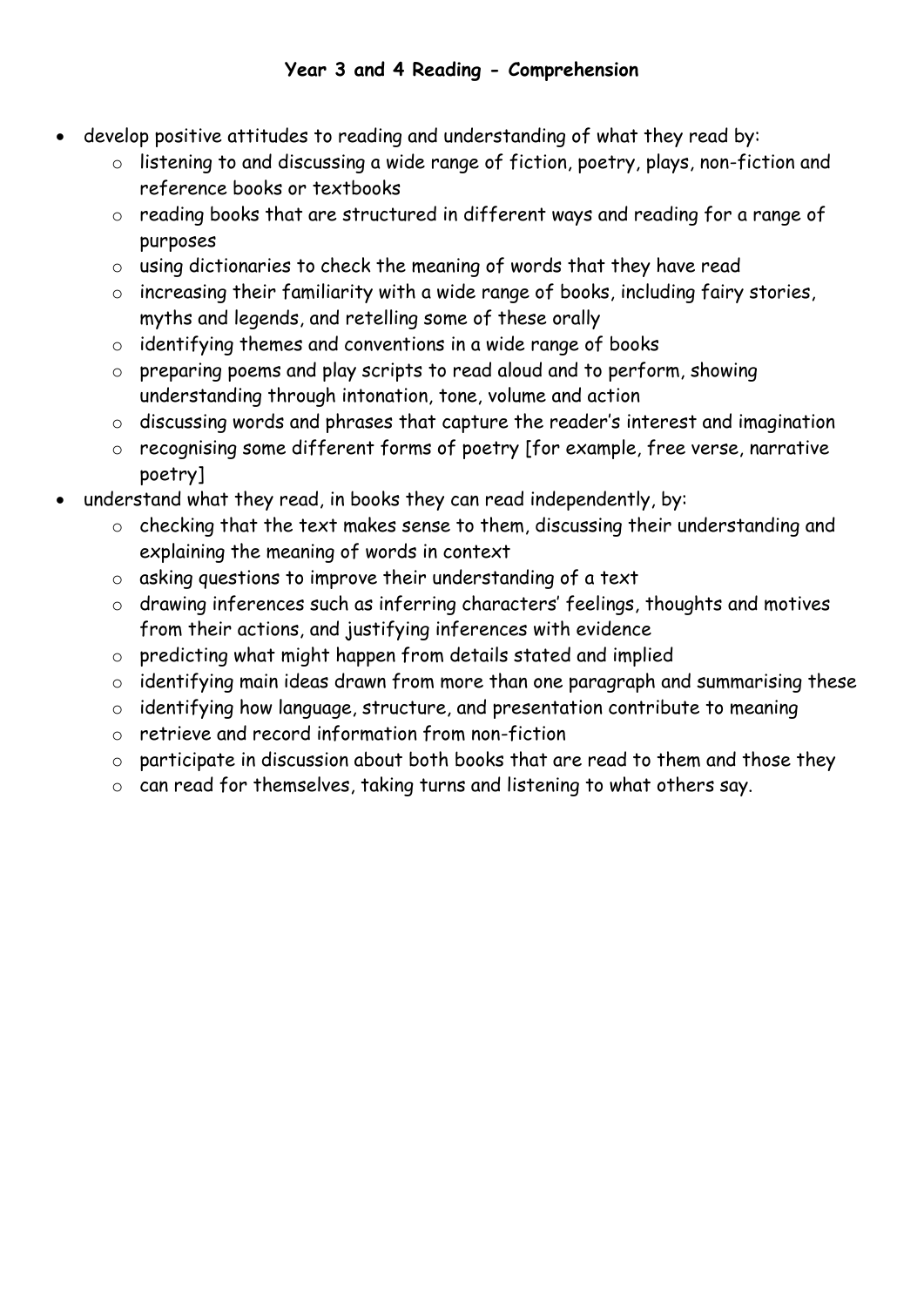**Year 3 and 4 Reading - Comprehension**

- develop positive attitudes to reading and understanding of what they read by:
  - listening to and discussing a wide range of fiction, poetry, plays, non-fiction and reference books or textbooks
  - reading books that are structured in different ways and reading for a range of purposes
  - using dictionaries to check the meaning of words that they have read
  - increasing their familiarity with a wide range of books, including fairy stories, myths and legends, and retelling some of these orally
  - identifying themes and conventions in a wide range of books
  - preparing poems and play scripts to read aloud and to perform, showing understanding through intonation, tone, volume and action
  - discussing words and phrases that capture the reader's interest and imagination
  - recognising some different forms of poetry [for example, free verse, narrative poetry]
- understand what they read, in books they can read independently, by:
  - checking that the text makes sense to them, discussing their understanding and explaining the meaning of words in context
  - asking questions to improve their understanding of a text
  - drawing inferences such as inferring characters' feelings, thoughts and motives from their actions, and justifying inferences with evidence
  - predicting what might happen from details stated and implied
  - identifying main ideas drawn from more than one paragraph and summarising these
  - identifying how language, structure, and presentation contribute to meaning
  - retrieve and record information from non-fiction
  - participate in discussion about both books that are read to them and those they
  - can read for themselves, taking turns and listening to what others say.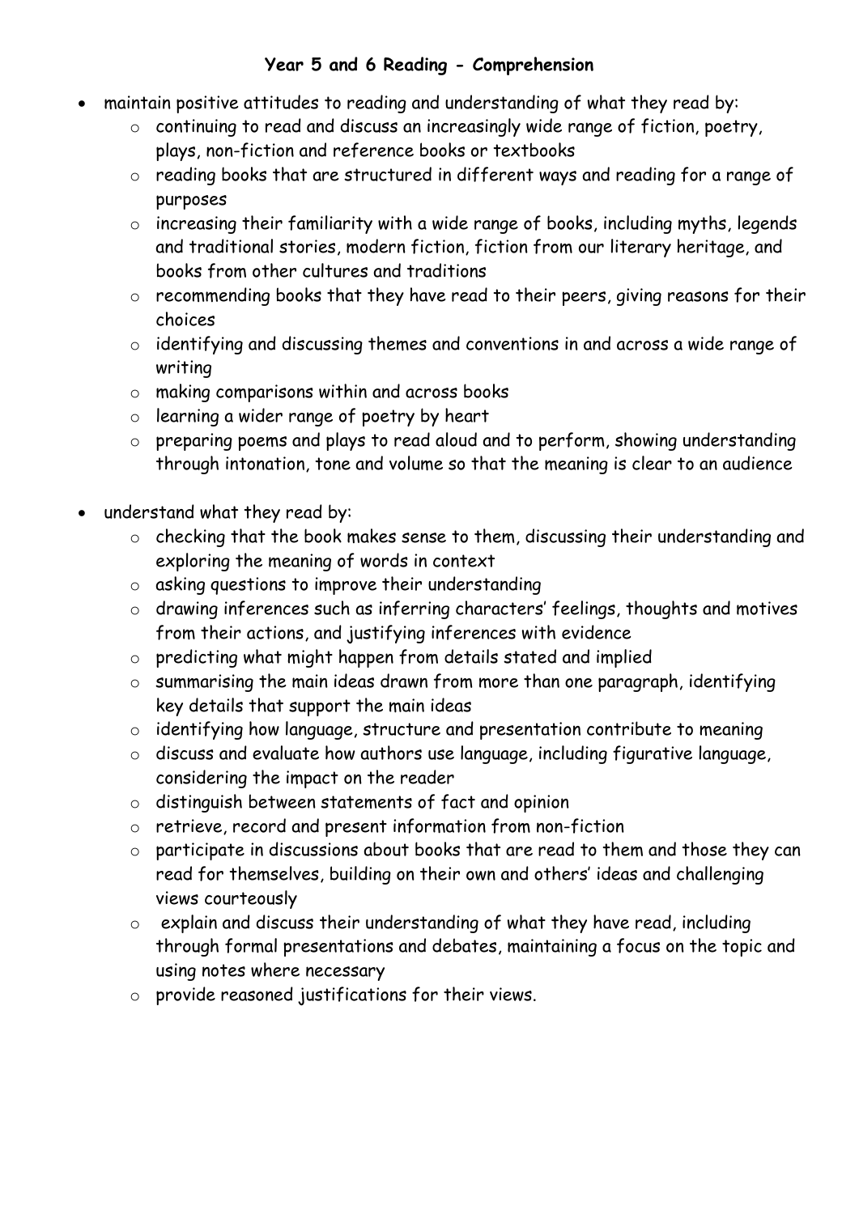**Year 5 and 6 Reading - Comprehension**

- maintain positive attitudes to reading and understanding of what they read by:
  - continuing to read and discuss an increasingly wide range of fiction, poetry, plays, non-fiction and reference books or textbooks
  - reading books that are structured in different ways and reading for a range of purposes
  - increasing their familiarity with a wide range of books, including myths, legends and traditional stories, modern fiction, fiction from our literary heritage, and books from other cultures and traditions
  - recommending books that they have read to their peers, giving reasons for their choices
  - identifying and discussing themes and conventions in and across a wide range of writing
  - making comparisons within and across books
  - learning a wider range of poetry by heart
  - preparing poems and plays to read aloud and to perform, showing understanding through intonation, tone and volume so that the meaning is clear to an audience

- understand what they read by:
  - checking that the book makes sense to them, discussing their understanding and exploring the meaning of words in context
  - asking questions to improve their understanding
  - drawing inferences such as inferring characters' feelings, thoughts and motives from their actions, and justifying inferences with evidence
  - predicting what might happen from details stated and implied
  - summarising the main ideas drawn from more than one paragraph, identifying key details that support the main ideas
  - identifying how language, structure and presentation contribute to meaning
  - discuss and evaluate how authors use language, including figurative language, considering the impact on the reader
  - distinguish between statements of fact and opinion
  - retrieve, record and present information from non-fiction
  - participate in discussions about books that are read to them and those they can read for themselves, building on their own and others' ideas and challenging views courteously
  - explain and discuss their understanding of what they have read, including through formal presentations and debates, maintaining a focus on the topic and using notes where necessary
  - provide reasoned justifications for their views.